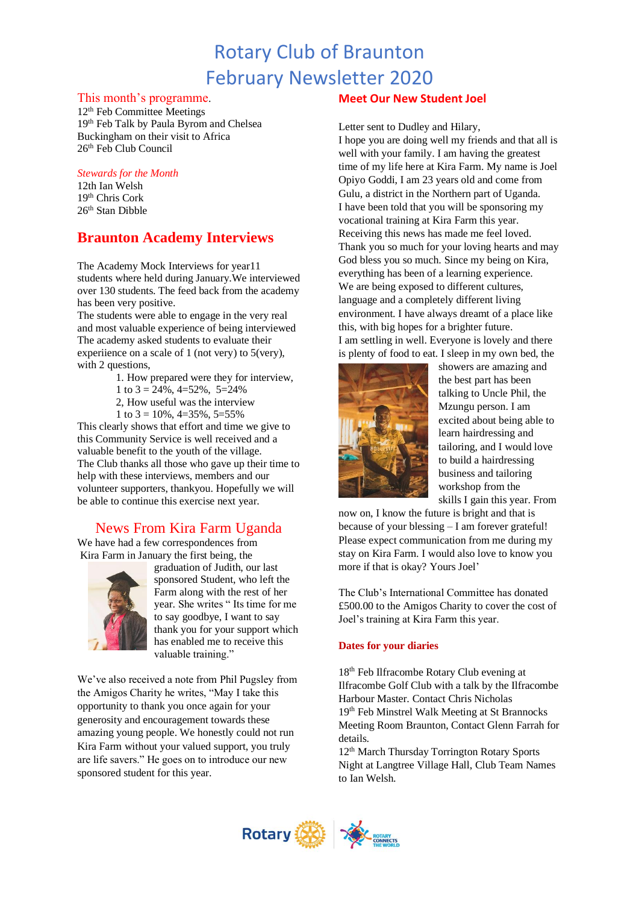# Rotary Club of Braunton
# February Newsletter 2020

## This month's programme.

12th Feb Committee Meetings
19th Feb Talk by Paula Byrom and Chelsea Buckingham on their visit to Africa
26th Feb Club Council

*Stewards for the Month*

12th Ian Welsh
19th Chris Cork
26th Stan Dibble

## Braunton Academy Interviews

The Academy Mock Interviews for year11 students where held during January.We interviewed over 130 students. The feed back from the academy has been very positive.

The students were able to engage in the very real and most valuable experience of being interviewed The academy asked students to evaluate their experiience on a scale of 1 (not very) to 5(very), with 2 questions,

1. How prepared were they for interview,
   1 to 3 = 24%, 4=52%, 5=24%
2. How useful was the interview
   1 to 3 = 10%, 4=35%, 5=55%

This clearly shows that effort and time we give to this Community Service is well received and a valuable benefit to the youth of the village.

The Club thanks all those who gave up their time to help with these interviews, members and our volunteer supporters, thankyou. Hopefully we will be able to continue this exercise next year.

## News From Kira Farm Uganda

We have had a few correspondences from Kira Farm in January the first being, the graduation of Judith, our last sponsored Student, who left the Farm along with the rest of her year. She writes " Its time for me to say goodbye, I want to say thank you for your support which has enabled me to receive this valuable training."

We've also received a note from Phil Pugsley from the Amigos Charity he writes, "May I take this opportunity to thank you once again for your generosity and encouragement towards these amazing young people. We honestly could not run Kira Farm without your valued support, you truly are life savers." He goes on to introduce our new sponsored student for this year.

## Meet Our New Student Joel

Letter sent to Dudley and Hilary,

I hope you are doing well my friends and that all is well with your family. I am having the greatest time of my life here at Kira Farm. My name is Joel Opiyo Goddi, I am 23 years old and come from Gulu, a district in the Northern part of Uganda.

I have been told that you will be sponsoring my vocational training at Kira Farm this year. Receiving this news has made me feel loved. Thank you so much for your loving hearts and may God bless you so much. Since my being on Kira, everything has been of a learning experience.

We are being exposed to different cultures, language and a completely different living environment. I have always dreamt of a place like this, with big hopes for a brighter future.

I am settling in well. Everyone is lovely and there is plenty of food to eat. I sleep in my own bed, the showers are amazing and the best part has been talking to Uncle Phil, the Mzungu person. I am excited about being able to learn hairdressing and tailoring, and I would love to build a hairdressing business and tailoring workshop from the skills I gain this year. From now on, I know the future is bright and that is because of your blessing – I am forever grateful! Please expect communication from me during my stay on Kira Farm. I would also love to know you more if that is okay? Yours Joel'

The Club's International Committee has donated £500.00 to the Amigos Charity to cover the cost of Joel's training at Kira Farm this year.

### Dates for your diaries

18th Feb Ilfracombe Rotary Club evening at Ilfracombe Golf Club with a talk by the Ilfracombe Harbour Master. Contact Chris Nicholas

19th Feb Minstrel Walk Meeting at St Brannocks Meeting Room Braunton, Contact Glenn Farrah for details.

12th March Thursday Torrington Rotary Sports Night at Langtree Village Hall, Club Team Names to Ian Welsh.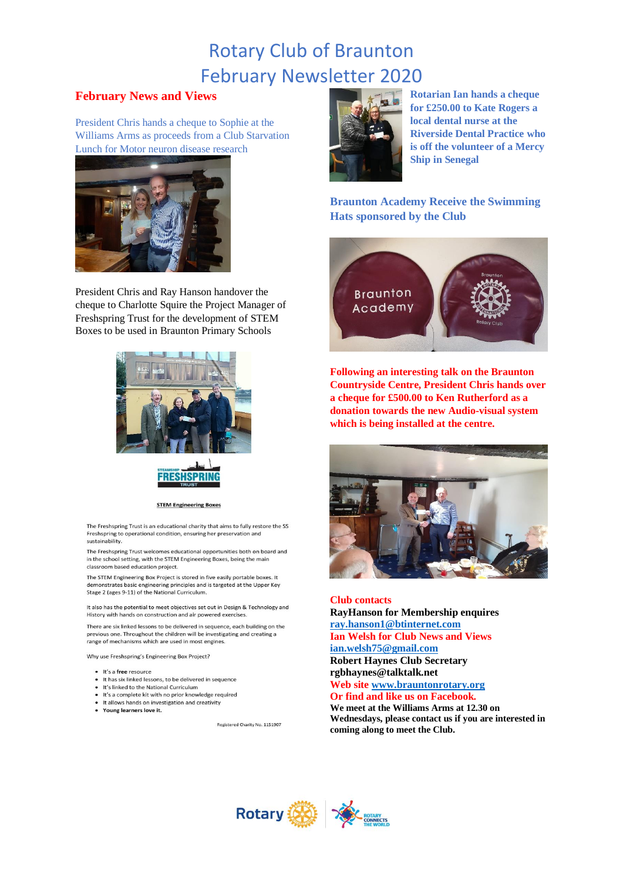# Rotary Club of Braunton
# February Newsletter 2020

## February News and Views

President Chris hands a cheque to Sophie at the Williams Arms as proceeds from a Club Starvation Lunch for Motor neuron disease research

President Chris and Ray Hanson handover the cheque to Charlotte Squire the Project Manager of Freshspring Trust for the development of STEM Boxes to be used in Braunton Primary Schools

STEAMSHIP FRESHSPRING TRUST

**STEM Engineering Boxes**

The Freshspring Trust is an educational charity that aims to fully restore the SS Freshspring to operational condition, ensuring her preservation and sustainability.

The Freshspring Trust welcomes educational opportunities both on board and in the school setting, with the STEM Engineering Boxes, being the main classroom based education project.

The STEM Engineering Box Project is stored in five easily portable boxes. It demonstrates basic engineering principles and is targeted at the Upper Key Stage 2 (ages 9-11) of the National Curriculum.

It also has the potential to meet objectives set out in Design & Technology and History with hands on construction and air powered exercises.

There are six linked lessons to be delivered in sequence, each building on the previous one. Throughout the children will be investigating and creating a range of mechanisms which are used in most engines.

Why use Freshspring's Engineering Box Project?

- It's a **free** resource
- It has six linked lessons, to be delivered in sequence
- It's linked to the National Curriculum
- It's a complete kit with no prior knowledge required
- It allows hands on investigation and creativity
- **Young learners love it.**

Registered Charity No. 1151907

**Rotarian Ian hands a cheque for £250.00 to Kate Rogers a local dental nurse at the Riverside Dental Practice who is off the volunteer of a Mercy Ship in Senegal**

**Braunton Academy Receive the Swimming Hats sponsored by the Club**

**Following an interesting talk on the Braunton Countryside Centre, President Chris hands over a cheque for £500.00 to Ken Rutherford as a donation towards the new Audio-visual system which is being installed at the centre.**

**Club contacts**
**RayHanson for Membership enquires**
**ray.hanson1@btinternet.com**
**Ian Welsh for Club News and Views**
**ian.welsh75@gmail.com**
**Robert Haynes Club Secretary**
**rgbhaynes@talktalk.net**
**Web site www.brauntonrotary.org**
**Or find and like us on Facebook.**
**We meet at the Williams Arms at 12.30 on Wednesdays, please contact us if you are interested in coming along to meet the Club.**

Rotary | ROTARY CONNECTS THE WORLD